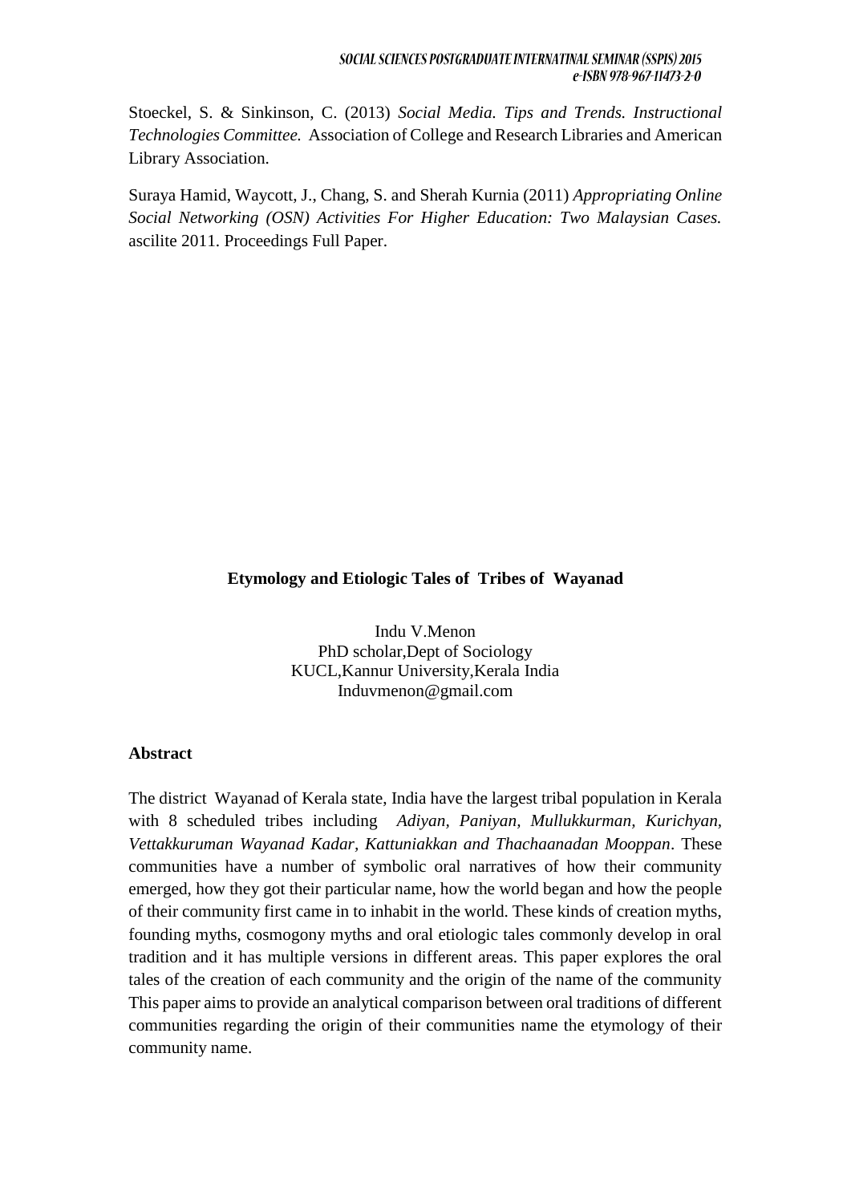Stoeckel, S. & Sinkinson, C. (2013) *Social Media. Tips and Trends. Instructional Technologies Committee.* Association of College and Research Libraries and American Library Association.

Suraya Hamid, Waycott, J., Chang, S. and Sherah Kurnia (2011) *Appropriating Online Social Networking (OSN) Activities For Higher Education: Two Malaysian Cases.* ascilite 2011. Proceedings Full Paper.

# Etymology and Etiologic Tales of Tribes of Wayanad

Indu V.Menon
PhD scholar,Dept of Sociology
KUCL,Kannur University,Kerala India
Induvmenon@gmail.com

## Abstract

The district Wayanad of Kerala state, India have the largest tribal population in Kerala with 8 scheduled tribes including *Adiyan, Paniyan, Mullukkurman, Kurichyan, Vettakkuruman Wayanad Kadar, Kattuniakkan and Thachaanadan Mooppan*. These communities have a number of symbolic oral narratives of how their community emerged, how they got their particular name, how the world began and how the people of their community first came in to inhabit in the world. These kinds of creation myths, founding myths, cosmogony myths and oral etiologic tales commonly develop in oral tradition and it has multiple versions in different areas. This paper explores the oral tales of the creation of each community and the origin of the name of the community This paper aims to provide an analytical comparison between oral traditions of different communities regarding the origin of their communities name the etymology of their community name.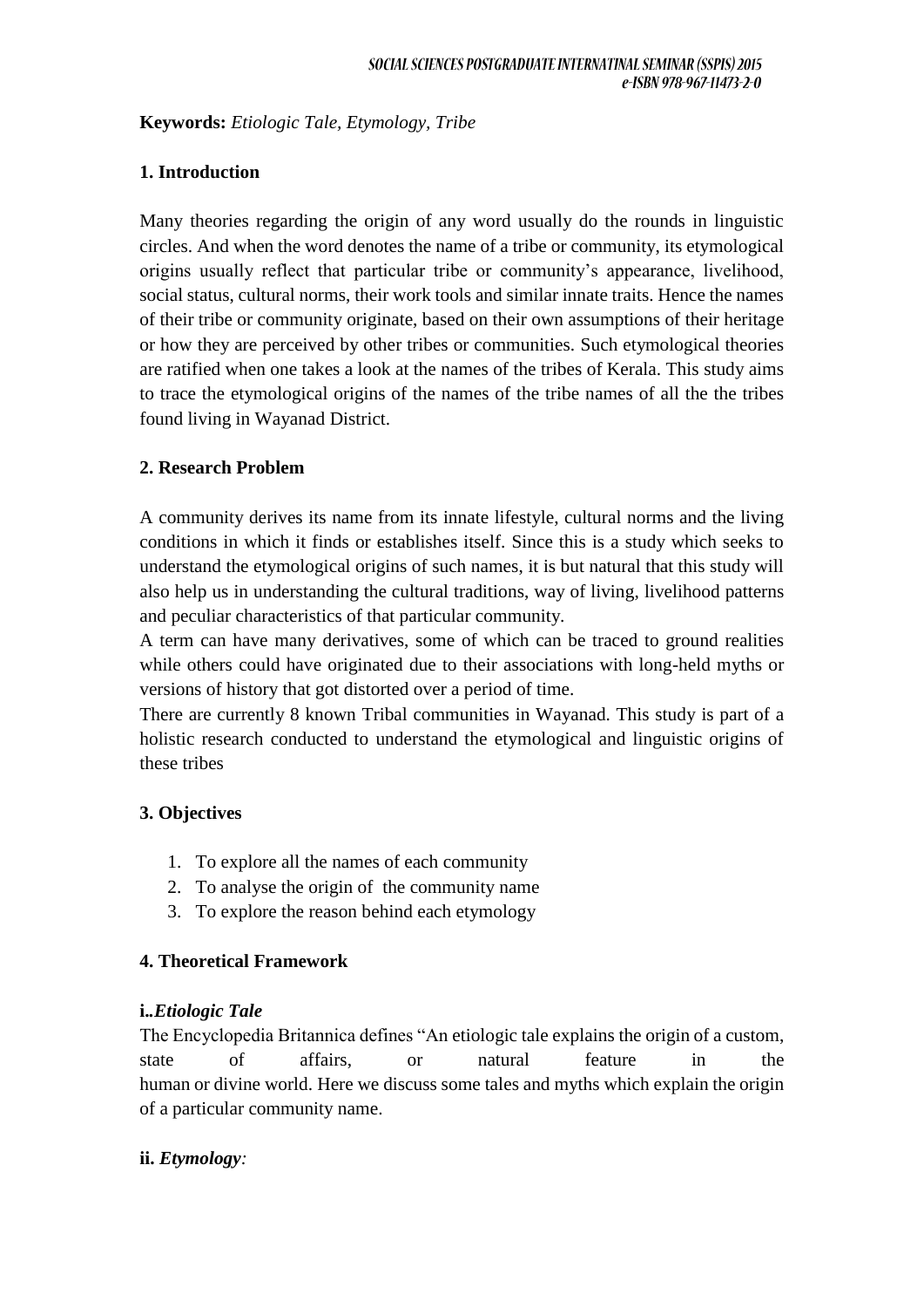**Keywords:** *Etiologic Tale, Etymology, Tribe*

## 1. Introduction

Many theories regarding the origin of any word usually do the rounds in linguistic circles. And when the word denotes the name of a tribe or community, its etymological origins usually reflect that particular tribe or community's appearance, livelihood, social status, cultural norms, their work tools and similar innate traits. Hence the names of their tribe or community originate, based on their own assumptions of their heritage or how they are perceived by other tribes or communities. Such etymological theories are ratified when one takes a look at the names of the tribes of Kerala. This study aims to trace the etymological origins of the names of the tribe names of all the the tribes found living in Wayanad District.

## 2. Research Problem

A community derives its name from its innate lifestyle, cultural norms and the living conditions in which it finds or establishes itself. Since this is a study which seeks to understand the etymological origins of such names, it is but natural that this study will also help us in understanding the cultural traditions, way of living, livelihood patterns and peculiar characteristics of that particular community.

A term can have many derivatives, some of which can be traced to ground realities while others could have originated due to their associations with long-held myths or versions of history that got distorted over a period of time.

There are currently 8 known Tribal communities in Wayanad. This study is part of a holistic research conducted to understand the etymological and linguistic origins of these tribes

## 3. Objectives

1. To explore all the names of each community
2. To analyse the origin of the community name
3. To explore the reason behind each etymology

## 4. Theoretical Framework

### i.*Etiologic Tale*

The Encyclopedia Britannica defines "An etiologic tale explains the origin of a custom, state of affairs, or natural feature in the human or divine world. Here we discuss some tales and myths which explain the origin of a particular community name.

### ii. *Etymology:*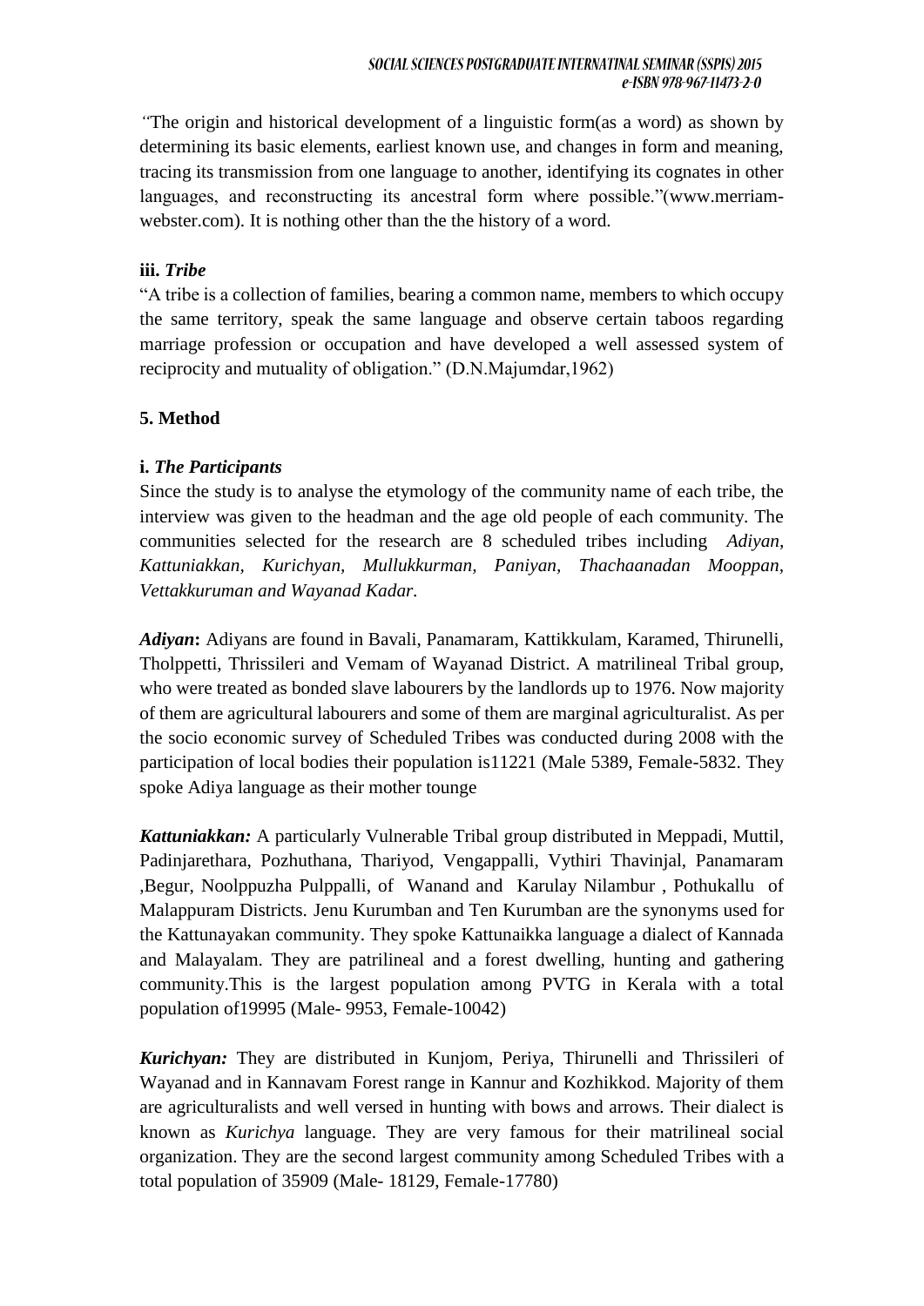*"*The origin and historical development of a linguistic form(as a word) as shown by determining its basic elements, earliest known use, and changes in form and meaning, tracing its transmission from one language to another, identifying its cognates in other languages, and reconstructing its ancestral form where possible."(www.merriam-webster.com). It is nothing other than the the history of a word.

**iii.** ***Tribe***

"A tribe is a collection of families, bearing a common name, members to which occupy the same territory, speak the same language and observe certain taboos regarding marriage profession or occupation and have developed a well assessed system of reciprocity and mutuality of obligation." (D.N.Majumdar,1962)

## 5. Method

**i.** ***The Participants***

Since the study is to analyse the etymology of the community name of each tribe, the interview was given to the headman and the age old people of each community. The communities selected for the research are 8 scheduled tribes including *Adiyan, Kattuniakkan, Kurichyan, Mullukkurman, Paniyan, Thachaanadan Mooppan, Vettakkuruman and Wayanad Kadar.*

***Adiyan*****:** Adiyans are found in Bavali, Panamaram, Kattikkulam, Karamed, Thirunelli, Tholppetti, Thrissileri and Vemam of Wayanad District. A matrilineal Tribal group, who were treated as bonded slave labourers by the landlords up to 1976. Now majority of them are agricultural labourers and some of them are marginal agriculturalist. As per the socio economic survey of Scheduled Tribes was conducted during 2008 with the participation of local bodies their population is11221 (Male 5389, Female-5832. They spoke Adiya language as their mother tounge

***Kattuniakkan:*** A particularly Vulnerable Tribal group distributed in Meppadi, Muttil, Padinjarethara, Pozhuthana, Thariyod, Vengappalli, Vythiri Thavinjal, Panamaram ,Begur, Noolppuzha Pulppalli, of Wanand and Karulay Nilambur , Pothukallu of Malappuram Districts. Jenu Kurumban and Ten Kurumban are the synonyms used for the Kattunayakan community. They spoke Kattunaikka language a dialect of Kannada and Malayalam. They are patrilineal and a forest dwelling, hunting and gathering community.This is the largest population among PVTG in Kerala with a total population of19995 (Male- 9953, Female-10042)

***Kurichyan:*** They are distributed in Kunjom, Periya, Thirunelli and Thrissileri of Wayanad and in Kannavam Forest range in Kannur and Kozhikkod. Majority of them are agriculturalists and well versed in hunting with bows and arrows. Their dialect is known as *Kurichya* language. They are very famous for their matrilineal social organization. They are the second largest community among Scheduled Tribes with a total population of 35909 (Male- 18129, Female-17780)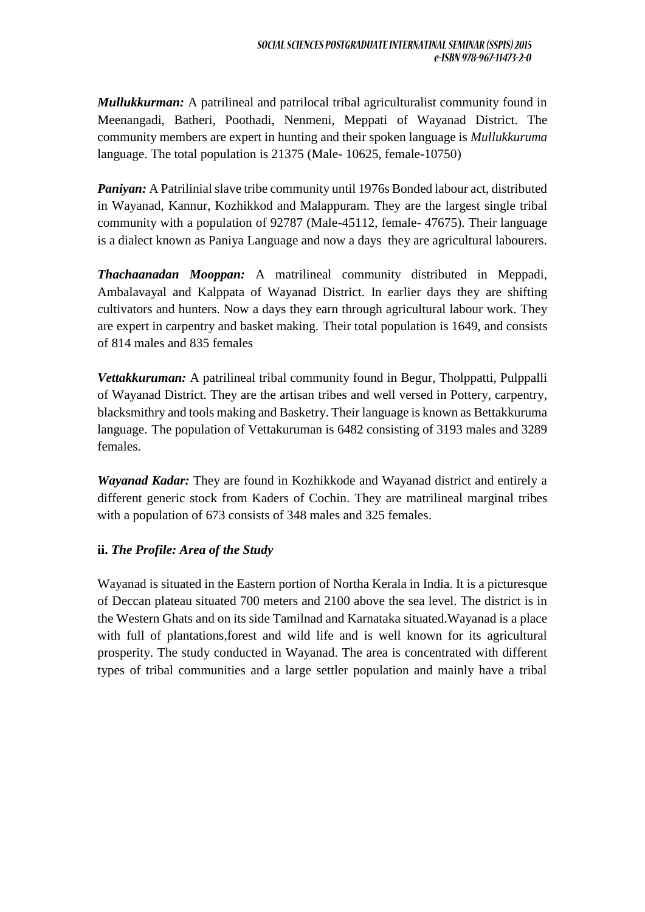***Mullukkurman:*** A patrilineal and patrilocal tribal agriculturalist community found in Meenangadi, Batheri, Poothadi, Nenmeni, Meppati of Wayanad District. The community members are expert in hunting and their spoken language is *Mullukkuruma* language. The total population is 21375 (Male- 10625, female-10750)

***Paniyan:*** A Patrilinial slave tribe community until 1976s Bonded labour act, distributed in Wayanad, Kannur, Kozhikkod and Malappuram. They are the largest single tribal community with a population of 92787 (Male-45112, female- 47675). Their language is a dialect known as Paniya Language and now a days they are agricultural labourers.

***Thachaanadan Mooppan:*** A matrilineal community distributed in Meppadi, Ambalavayal and Kalppata of Wayanad District. In earlier days they are shifting cultivators and hunters. Now a days they earn through agricultural labour work. They are expert in carpentry and basket making. Their total population is 1649, and consists of 814 males and 835 females

***Vettakkuruman:*** A patrilineal tribal community found in Begur, Tholppatti, Pulppalli of Wayanad District. They are the artisan tribes and well versed in Pottery, carpentry, blacksmithry and tools making and Basketry. Their language is known as Bettakkuruma language. The population of Vettakuruman is 6482 consisting of 3193 males and 3289 females.

***Wayanad Kadar:*** They are found in Kozhikkode and Wayanad district and entirely a different generic stock from Kaders of Cochin. They are matrilineal marginal tribes with a population of 673 consists of 348 males and 325 females.

**ii.** ***The Profile: Area of the Study***

Wayanad is situated in the Eastern portion of Northa Kerala in India. It is a picturesque of Deccan plateau situated 700 meters and 2100 above the sea level. The district is in the Western Ghats and on its side Tamilnad and Karnataka situated.Wayanad is a place with full of plantations,forest and wild life and is well known for its agricultural prosperity. The study conducted in Wayanad. The area is concentrated with different types of tribal communities and a large settler population and mainly have a tribal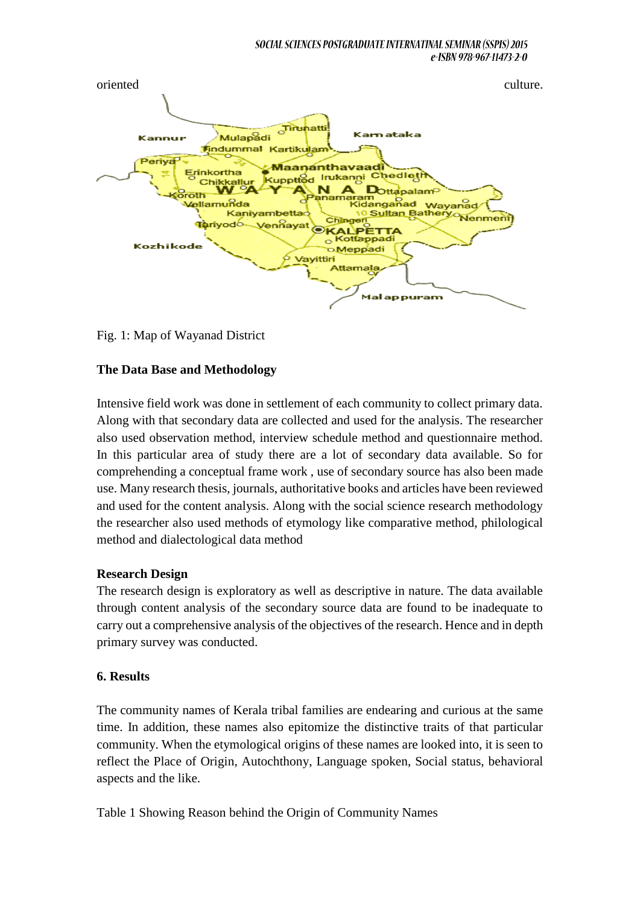oriented culture.

Fig. 1: Map of Wayanad District

**The Data Base and Methodology**

Intensive field work was done in settlement of each community to collect primary data. Along with that secondary data are collected and used for the analysis. The researcher also used observation method, interview schedule method and questionnaire method. In this particular area of study there are a lot of secondary data available. So for comprehending a conceptual frame work , use of secondary source has also been made use. Many research thesis, journals, authoritative books and articles have been reviewed and used for the content analysis. Along with the social science research methodology the researcher also used methods of etymology like comparative method, philological method and dialectological data method

**Research Design**

The research design is exploratory as well as descriptive in nature. The data available through content analysis of the secondary source data are found to be inadequate to carry out a comprehensive analysis of the objectives of the research. Hence and in depth primary survey was conducted.

**6. Results**

The community names of Kerala tribal families are endearing and curious at the same time. In addition, these names also epitomize the distinctive traits of that particular community. When the etymological origins of these names are looked into, it is seen to reflect the Place of Origin, Autochthony, Language spoken, Social status, behavioral aspects and the like.

Table 1 Showing Reason behind the Origin of Community Names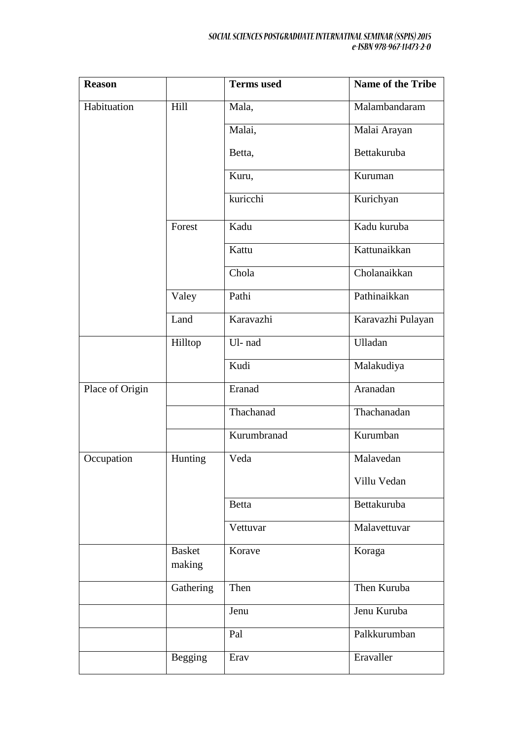| Reason | | Terms used | Name of the Tribe |
|---|---|---|---|
| Habituation | Hill | Mala, | Malambandaram |
| | | Malai, | Malai Arayan |
| | | Betta, | Bettakuruba |
| | | Kuru, | Kuruman |
| | | kuricchi | Kurichyan |
| | Forest | Kadu | Kadu kuruba |
| | | Kattu | Kattunaikkan |
| | | Chola | Cholanaikkan |
| | Valey | Pathi | Pathinaikkan |
| | Land | Karavazhi | Karavazhi Pulayan |
| | Hilltop | Ul- nad | Ulladan |
| | | Kudi | Malakudiya |
| Place of Origin | | Eranad | Aranadan |
| | | Thachanad | Thachanadan |
| | | Kurumbranad | Kurumban |
| Occupation | Hunting | Veda | Malavedan<br>Villu Vedan |
| | | Betta | Bettakuruba |
| | | Vettuvar | Malavettuvar |
| | Basket making | Korave | Koraga |
| | Gathering | Then | Then Kuruba |
| | | Jenu | Jenu Kuruba |
| | | Pal | Palkkurumban |
| | Begging | Erav | Eravaller |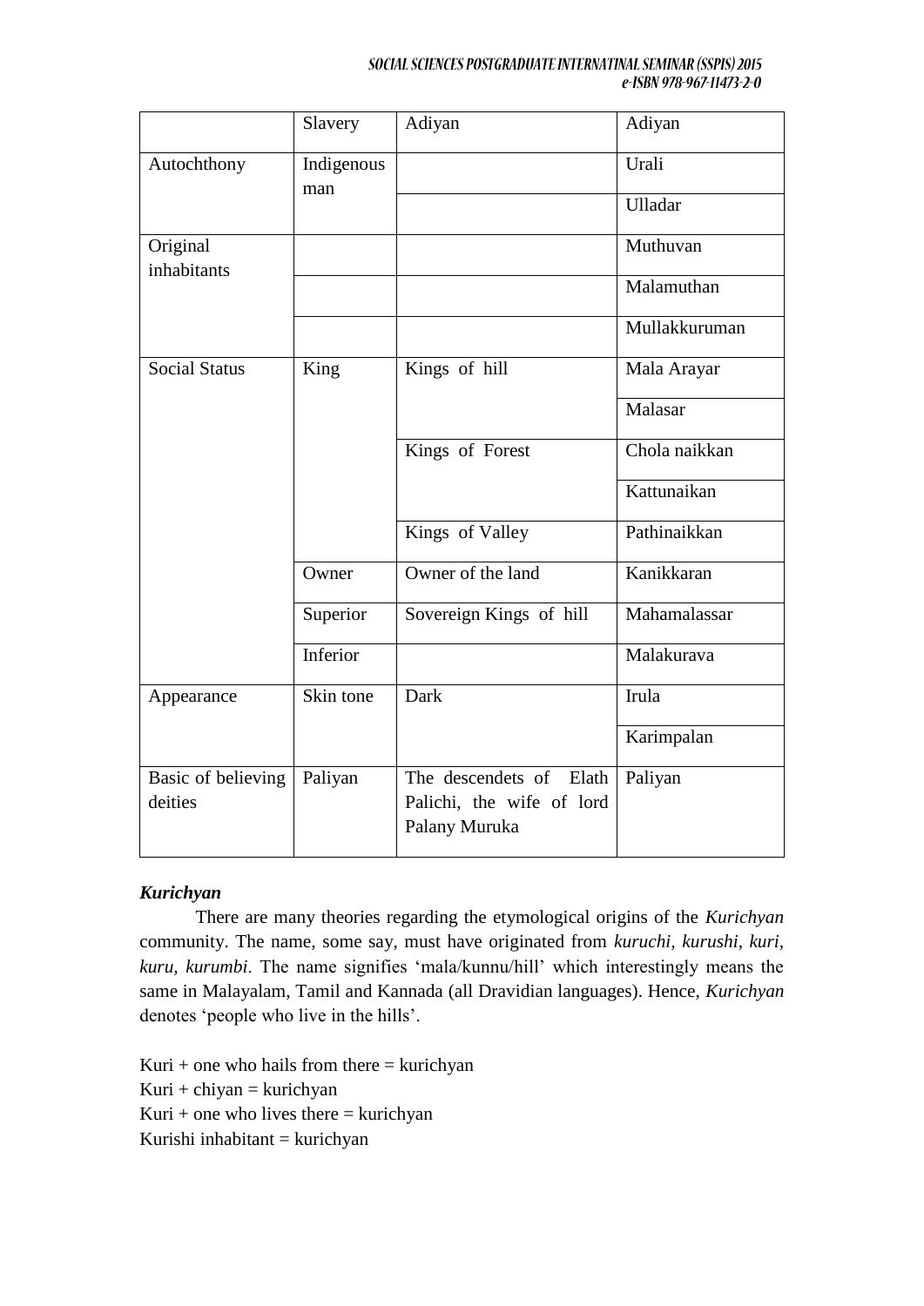| | Slavery | Adiyan | Adiyan |
|---|---|---|---|
| Autochthony | Indigenous man | | Urali |
| | | | Ulladar |
| Original inhabitants | | | Muthuvan |
| | | | Malamuthan |
| | | | Mullakkuruman |
| Social Status | King | Kings of hill | Mala Arayar |
| | | | Malasar |
| | | Kings of Forest | Chola naikkan |
| | | | Kattunaikan |
| | | Kings of Valley | Pathinaikkan |
| | Owner | Owner of the land | Kanikkaran |
| | Superior | Sovereign Kings of hill | Mahamalassar |
| | Inferior | | Malakurava |
| Appearance | Skin tone | Dark | Irula |
| | | | Karimpalan |
| Basic of believing deities | Paliyan | The descendets of Elath Palichi, the wife of lord Palany Muruka | Paliyan |

### *Kurichyan*

There are many theories regarding the etymological origins of the *Kurichyan* community. The name, some say, must have originated from *kuruchi, kurushi, kuri, kuru, kurumbi*. The name signifies 'mala/kunnu/hill' which interestingly means the same in Malayalam, Tamil and Kannada (all Dravidian languages). Hence, *Kurichyan* denotes 'people who live in the hills'.

Kuri + one who hails from there = kurichyan
Kuri + chiyan = kurichyan
Kuri + one who lives there = kurichyan
Kurishi inhabitant = kurichyan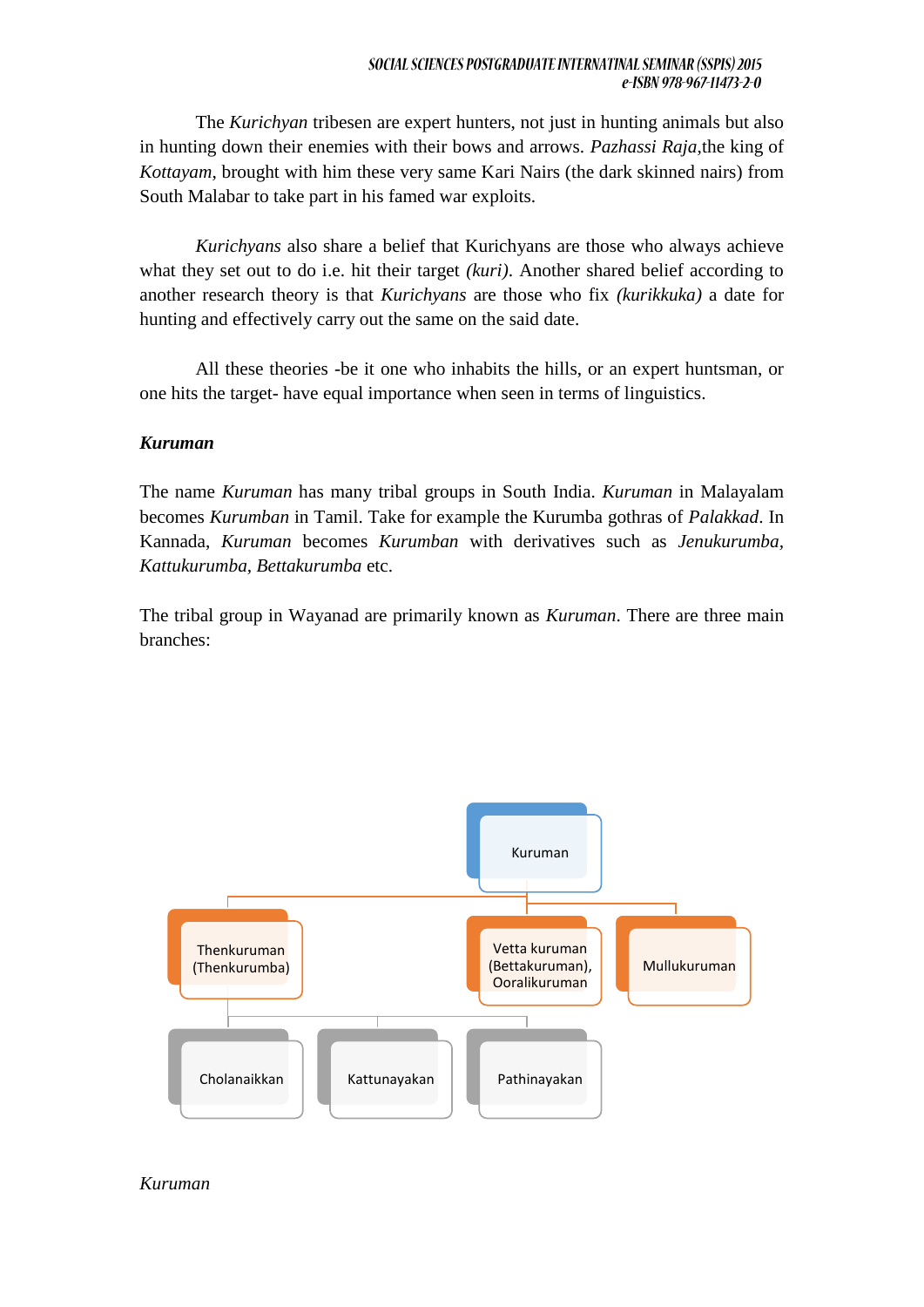The *Kurichyan* tribesen are expert hunters, not just in hunting animals but also in hunting down their enemies with their bows and arrows. *Pazhassi Raja*,the king of *Kottayam*, brought with him these very same Kari Nairs (the dark skinned nairs) from South Malabar to take part in his famed war exploits.

*Kurichyans* also share a belief that Kurichyans are those who always achieve what they set out to do i.e. hit their target *(kuri)*. Another shared belief according to another research theory is that *Kurichyans* are those who fix *(kurikkuka)* a date for hunting and effectively carry out the same on the said date.

All these theories -be it one who inhabits the hills, or an expert huntsman, or one hits the target- have equal importance when seen in terms of linguistics.

***Kuruman***

The name *Kuruman* has many tribal groups in South India. *Kuruman* in Malayalam becomes *Kurumban* in Tamil. Take for example the Kurumba gothras of *Palakkad*. In Kannada, *Kuruman* becomes *Kurumban* with derivatives such as *Jenukurumba*, *Kattukurumba*, *Bettakurumba* etc.

The tribal group in Wayanad are primarily known as *Kuruman*. There are three main branches:

- Kuruman
  - Thenkuruman (Thenkurumba)
    - Cholanaikkan
    - Kattunayakan
    - Pathinayakan
  - Vetta kuruman (Bettakuruman), Ooralikuruman
  - Mullukuruman

*Kuruman*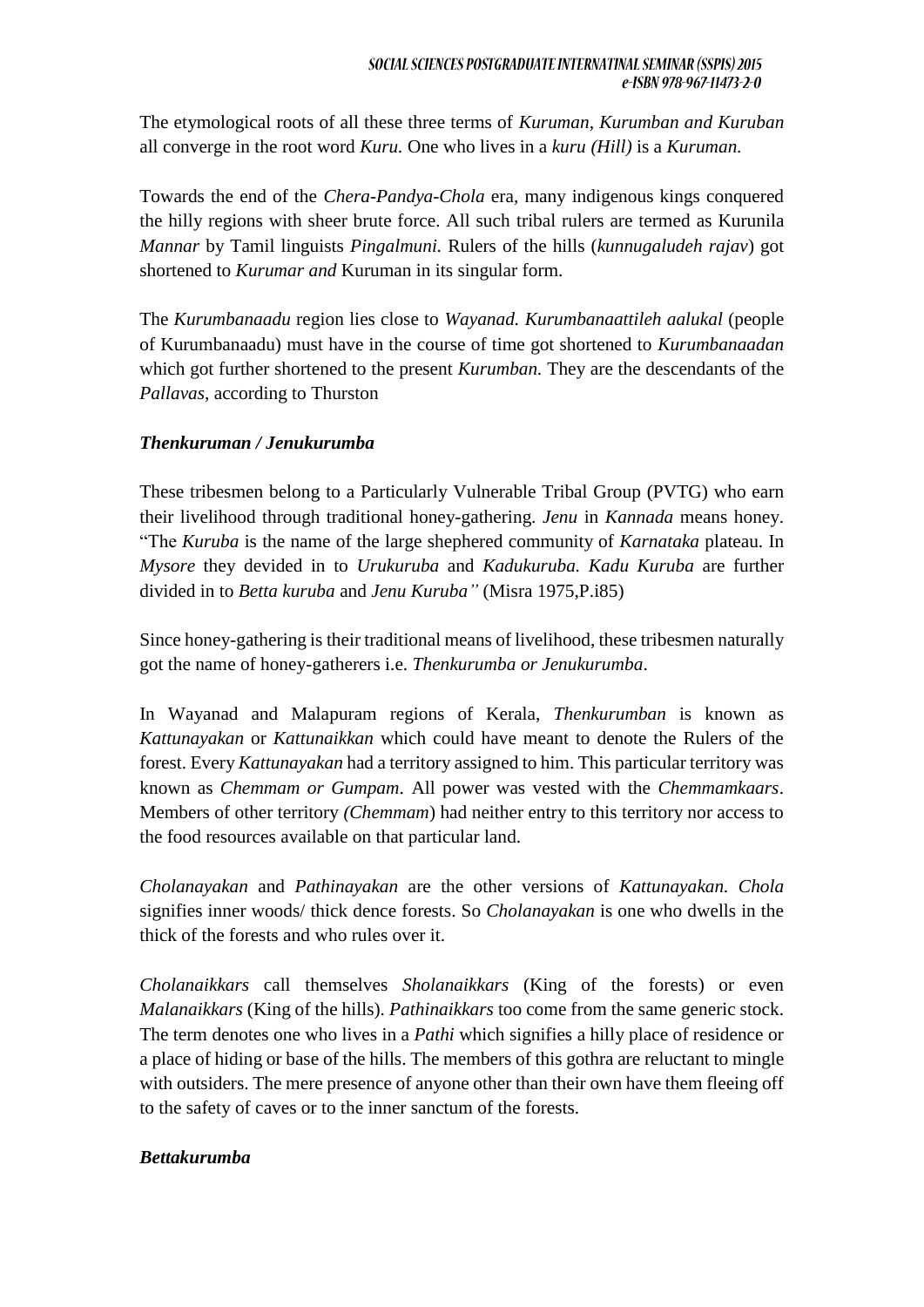The etymological roots of all these three terms of *Kuruman, Kurumban and Kuruban* all converge in the root word *Kuru.* One who lives in a *kuru (Hill)* is a *Kuruman.*

Towards the end of the *Chera-Pandya-Chola* era, many indigenous kings conquered the hilly regions with sheer brute force. All such tribal rulers are termed as Kurunila *Mannar* by Tamil linguists *Pingalmuni.* Rulers of the hills (*kunnugaludeh rajav*) got shortened to *Kurumar and* Kuruman in its singular form.

The *Kurumbanaadu* region lies close to *Wayanad. Kurumbanaattileh aalukal* (people of Kurumbanaadu) must have in the course of time got shortened to *Kurumbanaadan* which got further shortened to the present *Kurumban.* They are the descendants of the *Pallavas*, according to Thurston

### *Thenkuruman / Jenukurumba*

These tribesmen belong to a Particularly Vulnerable Tribal Group (PVTG) who earn their livelihood through traditional honey-gathering. *Jenu* in *Kannada* means honey. "The *Kuruba* is the name of the large shephered community of *Karnataka* plateau. In *Mysore* they devided in to *Urukuruba* and *Kadukuruba. Kadu Kuruba* are further divided in to *Betta kuruba* and *Jenu Kuruba"* (Misra 1975,P.i85)

Since honey-gathering is their traditional means of livelihood, these tribesmen naturally got the name of honey-gatherers i.e. *Thenkurumba or Jenukurumba*.

In Wayanad and Malapuram regions of Kerala, *Thenkurumban* is known as *Kattunayakan* or *Kattunaikkan* which could have meant to denote the Rulers of the forest. Every *Kattunayakan* had a territory assigned to him. This particular territory was known as *Chemmam or Gumpam*. All power was vested with the *Chemmamkaars*. Members of other territory *(Chemmam*) had neither entry to this territory nor access to the food resources available on that particular land.

*Cholanayakan* and *Pathinayakan* are the other versions of *Kattunayakan. Chola* signifies inner woods/ thick dence forests. So *Cholanayakan* is one who dwells in the thick of the forests and who rules over it.

*Cholanaikkars* call themselves *Sholanaikkars* (King of the forests) or even *Malanaikkars* (King of the hills). *Pathinaikkars* too come from the same generic stock. The term denotes one who lives in a *Pathi* which signifies a hilly place of residence or a place of hiding or base of the hills. The members of this gothra are reluctant to mingle with outsiders. The mere presence of anyone other than their own have them fleeing off to the safety of caves or to the inner sanctum of the forests.

### *Bettakurumba*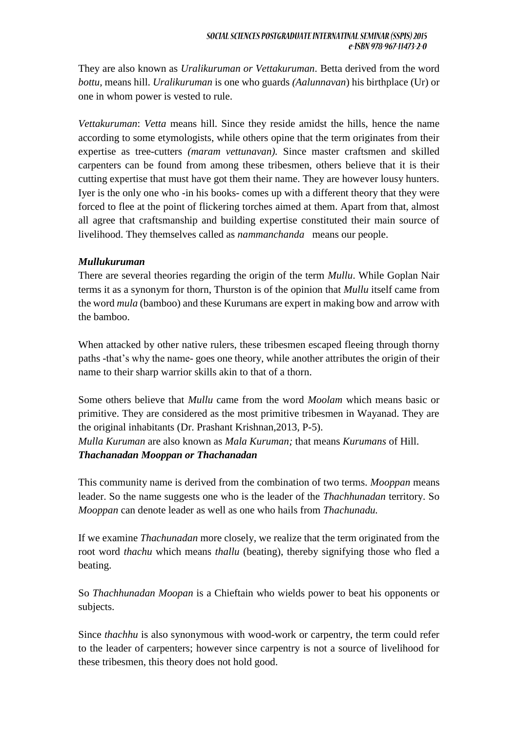They are also known as *Uralikuruman or Vettakuruman*. Betta derived from the word *bottu,* means hill. *Uralikuruman* is one who guards *(Aalunnavan*) his birthplace (Ur) or one in whom power is vested to rule.

*Vettakuruman*: *Vetta* means hill. Since they reside amidst the hills, hence the name according to some etymologists, while others opine that the term originates from their expertise as tree-cutters *(maram vettunavan).* Since master craftsmen and skilled carpenters can be found from among these tribesmen, others believe that it is their cutting expertise that must have got them their name. They are however lousy hunters. Iyer is the only one who -in his books- comes up with a different theory that they were forced to flee at the point of flickering torches aimed at them. Apart from that, almost all agree that craftsmanship and building expertise constituted their main source of livelihood. They themselves called as *nammanchanda* means our people.

***Mullukuruman***

There are several theories regarding the origin of the term *Mullu*. While Goplan Nair terms it as a synonym for thorn, Thurston is of the opinion that *Mullu* itself came from the word *mula* (bamboo) and these Kurumans are expert in making bow and arrow with the bamboo.

When attacked by other native rulers, these tribesmen escaped fleeing through thorny paths -that's why the name- goes one theory, while another attributes the origin of their name to their sharp warrior skills akin to that of a thorn.

Some others believe that *Mullu* came from the word *Moolam* which means basic or primitive. They are considered as the most primitive tribesmen in Wayanad. They are the original inhabitants (Dr. Prashant Krishnan,2013, P-5).

*Mulla Kuruman* are also known as *Mala Kuruman;* that means *Kurumans* of Hill.

***Thachanadan Mooppan or Thachanadan***

This community name is derived from the combination of two terms. *Mooppan* means leader. So the name suggests one who is the leader of the *Thachhunadan* territory. So *Mooppan* can denote leader as well as one who hails from *Thachunadu.*

If we examine *Thachunadan* more closely, we realize that the term originated from the root word *thachu* which means *thallu* (beating), thereby signifying those who fled a beating.

So *Thachhunadan Moopan* is a Chieftain who wields power to beat his opponents or subjects.

Since *thachhu* is also synonymous with wood-work or carpentry, the term could refer to the leader of carpenters; however since carpentry is not a source of livelihood for these tribesmen, this theory does not hold good.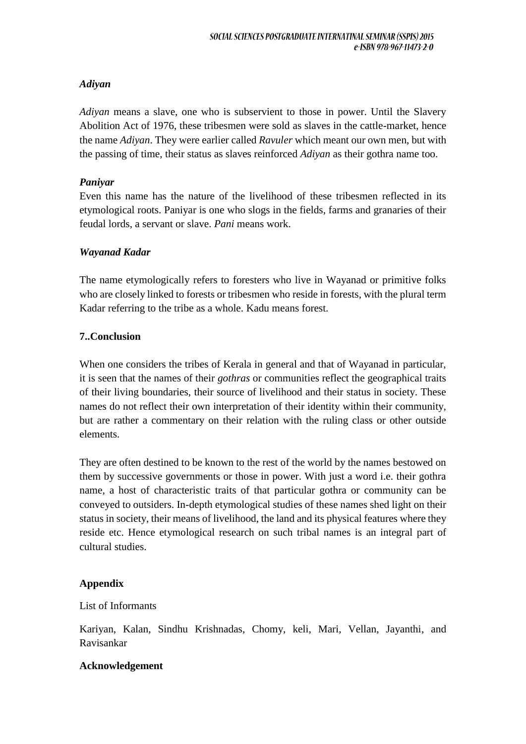### *Adiyan*

*Adiyan* means a slave, one who is subservient to those in power. Until the Slavery Abolition Act of 1976, these tribesmen were sold as slaves in the cattle-market, hence the name *Adiyan*. They were earlier called *Ravuler* which meant our own men, but with the passing of time, their status as slaves reinforced *Adiyan* as their gothra name too.

### *Paniyar*

Even this name has the nature of the livelihood of these tribesmen reflected in its etymological roots. Paniyar is one who slogs in the fields, farms and granaries of their feudal lords, a servant or slave. *Pani* means work.

### *Wayanad Kadar*

The name etymologically refers to foresters who live in Wayanad or primitive folks who are closely linked to forests or tribesmen who reside in forests, with the plural term Kadar referring to the tribe as a whole. Kadu means forest.

## 7..Conclusion

When one considers the tribes of Kerala in general and that of Wayanad in particular, it is seen that the names of their *gothras* or communities reflect the geographical traits of their living boundaries, their source of livelihood and their status in society. These names do not reflect their own interpretation of their identity within their community, but are rather a commentary on their relation with the ruling class or other outside elements.

They are often destined to be known to the rest of the world by the names bestowed on them by successive governments or those in power. With just a word i.e. their gothra name, a host of characteristic traits of that particular gothra or community can be conveyed to outsiders. In-depth etymological studies of these names shed light on their status in society, their means of livelihood, the land and its physical features where they reside etc. Hence etymological research on such tribal names is an integral part of cultural studies.

## Appendix

List of Informants

Kariyan, Kalan, Sindhu Krishnadas, Chomy, keli, Mari, Vellan, Jayanthi, and Ravisankar

## Acknowledgement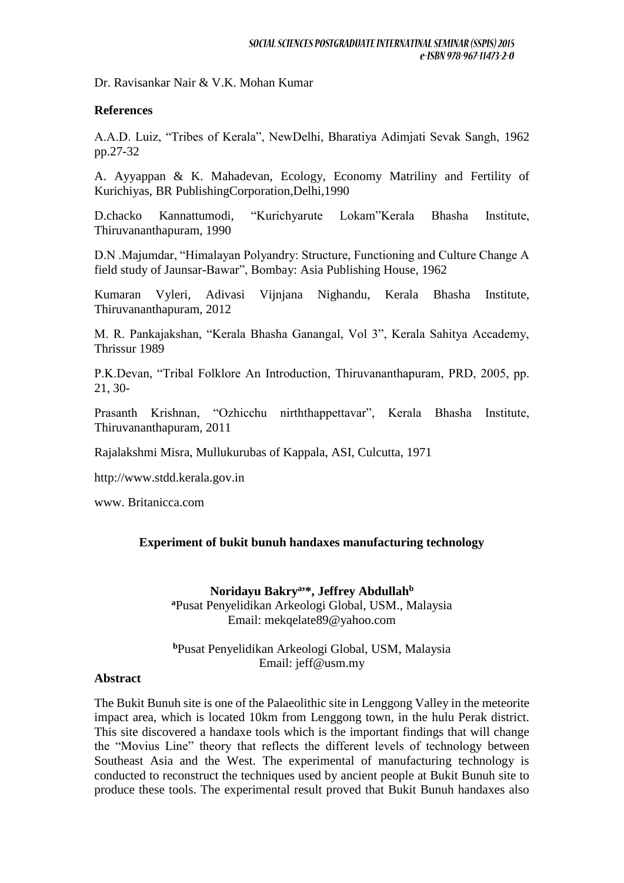Dr. Ravisankar Nair & V.K. Mohan Kumar

**References**

A.A.D. Luiz, "Tribes of Kerala", NewDelhi, Bharatiya Adimjati Sevak Sangh, 1962 pp.27-32

A. Ayyappan & K. Mahadevan, Ecology, Economy Matriliny and Fertility of Kurichiyas, BR PublishingCorporation,Delhi,1990

D.chacko Kannattumodi, "Kurichyarute Lokam"Kerala Bhasha Institute, Thiruvananthapuram, 1990

D.N .Majumdar, "Himalayan Polyandry: Structure, Functioning and Culture Change A field study of Jaunsar-Bawar", Bombay: Asia Publishing House, 1962

Kumaran Vyleri, Adivasi Vijnjana Nighandu, Kerala Bhasha Institute, Thiruvananthapuram, 2012

M. R. Pankajakshan, "Kerala Bhasha Ganangal, Vol 3", Kerala Sahitya Accademy, Thrissur 1989

P.K.Devan, "Tribal Folklore An Introduction, Thiruvananthapuram, PRD, 2005, pp. 21, 30-

Prasanth Krishnan, "Ozhicchu nirththappettavar", Kerala Bhasha Institute, Thiruvananthapuram, 2011

Rajalakshmi Misra, Mullukurubas of Kappala, ASI, Culcutta, 1971

http://www.stdd.kerala.gov.in

www. Britanicca.com

## Experiment of bukit bunuh handaxes manufacturing technology

**Noridayu Bakry[a],*, Jeffrey Abdullah[b]**

[a]Pusat Penyelidikan Arkeologi Global, USM., Malaysia
Email: mekqelate89@yahoo.com

[b]Pusat Penyelidikan Arkeologi Global, USM, Malaysia
Email: jeff@usm.my

**Abstract**

The Bukit Bunuh site is one of the Palaeolithic site in Lenggong Valley in the meteorite impact area, which is located 10km from Lenggong town, in the hulu Perak district. This site discovered a handaxe tools which is the important findings that will change the "Movius Line" theory that reflects the different levels of technology between Southeast Asia and the West. The experimental of manufacturing technology is conducted to reconstruct the techniques used by ancient people at Bukit Bunuh site to produce these tools. The experimental result proved that Bukit Bunuh handaxes also